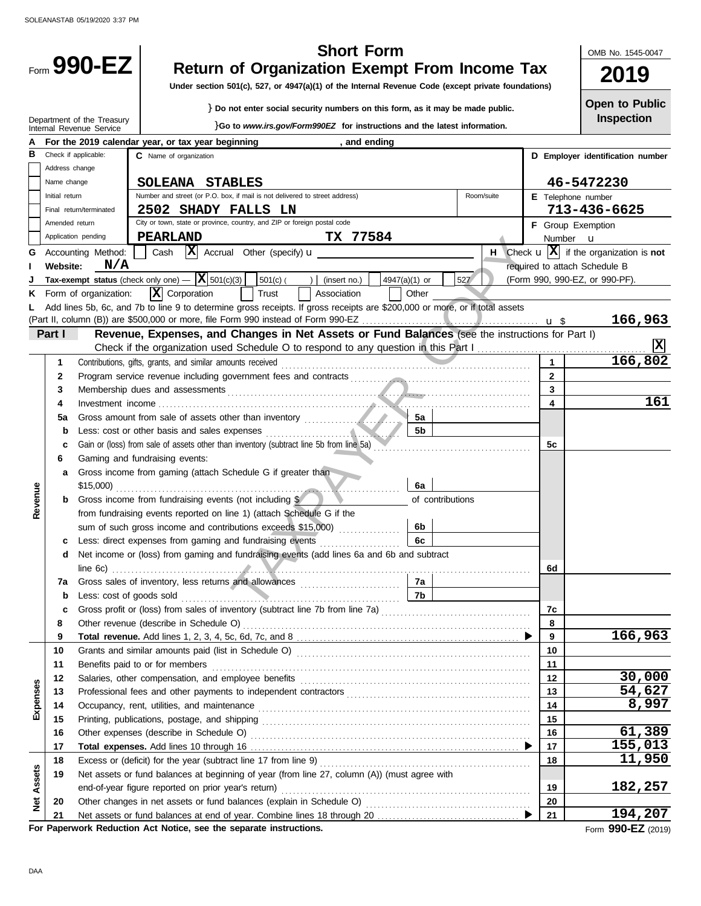Form **990-EZ**

Department of the Treasury
Internal Revenue Service

# Short Form
# Return of Organization Exempt From Income Tax

**Under section 501(c), 527, or 4947(a)(1) of the Internal Revenue Code (except private foundations)**

} **Do not enter social security numbers on this form, as it may be made public.**

}**Go to *www.irs.gov/Form990EZ* for instructions and the latest information.**

OMB No. 1545-0047

**2019**

**Open to Public Inspection**

**A** For the 2019 calendar year, or tax year beginning , and ending

**B** Check if applicable:
- Address change
- Name change
- Initial return
- Final return/terminated
- Amended return
- Application pending

**C** Name of organization: **SOLEANA STABLES**

Number and street (or P.O. box, if mail is not delivered to street address): **2502 SHADY FALLS LN** Room/suite

City or town, state or province, country, and ZIP or foreign postal code: **PEARLAND TX 77584**

**D Employer identification number** 46-5472230

**E** Telephone number 713-436-6625

**F** Group Exemption Number

**G** Accounting Method: Cash [X] Accrual Other (specify)

**H** Check [X] if the organization is **not** required to attach Schedule B (Form 990, 990-EZ, or 990-PF).

**I Website:** N/A

**J Tax-exempt status** (check only one) — [X] 501(c)(3) 501(c) ( ) (insert no.) 4947(a)(1) or 527

**K** Form of organization: [X] Corporation Trust Association Other

**L** Add lines 5b, 6c, and 7b to line 9 to determine gross receipts. If gross receipts are $200,000 or more, or if total assets (Part II, column (B)) are $500,000 or more, file Form 990 instead of Form 990-EZ ..... $ **166,963**

## Part I — Revenue, Expenses, and Changes in Net Assets or Fund Balances (see the instructions for Part I)

Check if the organization used Schedule O to respond to any question in this Part I ..... [X]

| | Line | Description | | | Line | Amount |
|---|---|---|---|---|---|---|
| Revenue | 1 | Contributions, gifts, grants, and similar amounts received | | | 1 | 166,802 |
| | 2 | Program service revenue including government fees and contracts | | | 2 | |
| | 3 | Membership dues and assessments | | | 3 | |
| | 4 | Investment income | | | 4 | 161 |
| | 5a | Gross amount from sale of assets other than inventory | 5a | | | |
| | b | Less: cost or other basis and sales expenses | 5b | | | |
| | c | Gain or (loss) from sale of assets other than inventory (subtract line 5b from line 5a) | | | 5c | |
| | 6 | Gaming and fundraising events: | | | | |
| | a | Gross income from gaming (attach Schedule G if greater than $15,000) | 6a | | | |
| | b | Gross income from fundraising events (not including $ ______ of contributions from fundraising events reported on line 1) (attach Schedule G if the sum of such gross income and contributions exceeds $15,000) | 6b | | | |
| | c | Less: direct expenses from gaming and fundraising events | 6c | | | |
| | d | Net income or (loss) from gaming and fundraising events (add lines 6a and 6b and subtract line 6c) | | | 6d | |
| | 7a | Gross sales of inventory, less returns and allowances | 7a | | | |
| | b | Less: cost of goods sold | 7b | | | |
| | c | Gross profit or (loss) from sales of inventory (subtract line 7b from line 7a) | | | 7c | |
| | 8 | Other revenue (describe in Schedule O) | | | 8 | |
| | 9 | **Total revenue.** Add lines 1, 2, 3, 4, 5c, 6d, 7c, and 8 | | | 9 | 166,963 |
| Expenses | 10 | Grants and similar amounts paid (list in Schedule O) | | | 10 | |
| | 11 | Benefits paid to or for members | | | 11 | |
| | 12 | Salaries, other compensation, and employee benefits | | | 12 | 30,000 |
| | 13 | Professional fees and other payments to independent contractors | | | 13 | 54,627 |
| | 14 | Occupancy, rent, utilities, and maintenance | | | 14 | 8,997 |
| | 15 | Printing, publications, postage, and shipping | | | 15 | |
| | 16 | Other expenses (describe in Schedule O) | | | 16 | 61,389 |
| | 17 | **Total expenses.** Add lines 10 through 16 | | | 17 | 155,013 |
| Net Assets | 18 | Excess or (deficit) for the year (subtract line 17 from line 9) | | | 18 | 11,950 |
| | 19 | Net assets or fund balances at beginning of year (from line 27, column (A)) (must agree with end-of-year figure reported on prior year's return) | | | 19 | 182,257 |
| | 20 | Other changes in net assets or fund balances (explain in Schedule O) | | | 20 | |
| | 21 | Net assets or fund balances at end of year. Combine lines 18 through 20 | | | 21 | 194,207 |

**For Paperwork Reduction Act Notice, see the separate instructions.**

Form **990-EZ** (2019)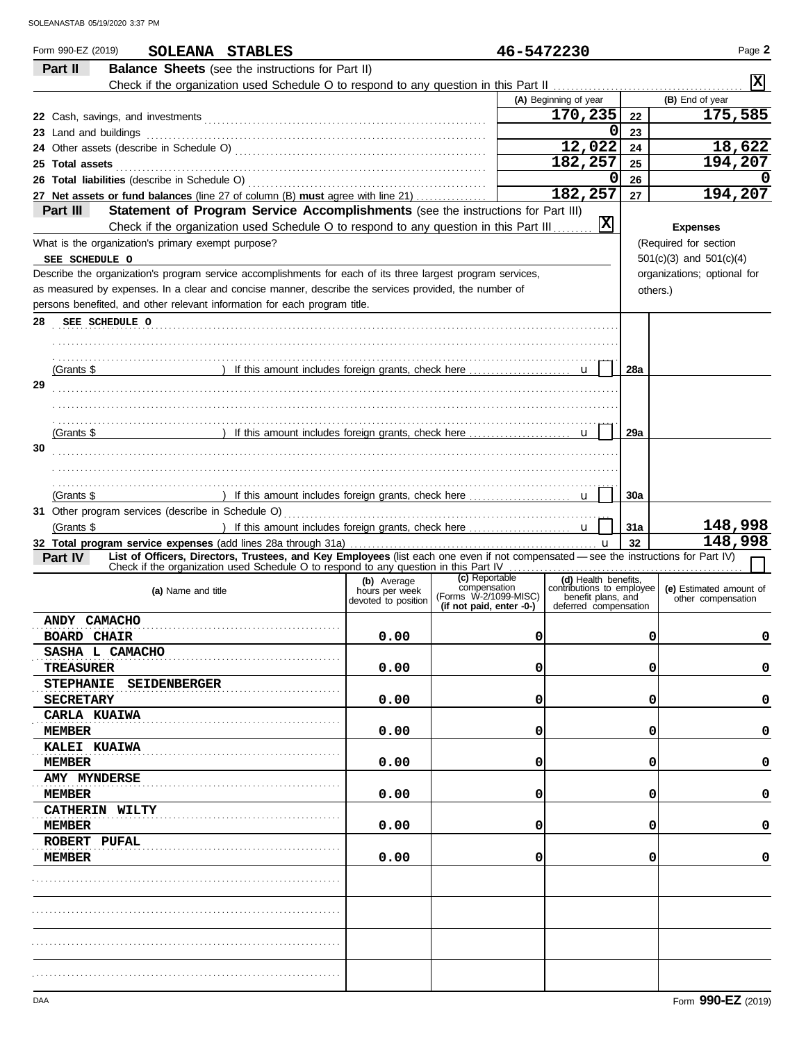Form 990-EZ (2019) **SOLEANA STABLES** 46-5472230 Page **2**

## Part II Balance Sheets (see the instructions for Part II)

Check if the organization used Schedule O to respond to any question in this Part II [X]

| | (A) Beginning of year | | (B) End of year |
|---|---|---|---|
| 22 Cash, savings, and investments | 170,235 | 22 | 175,585 |
| 23 Land and buildings | 0 | 23 | |
| 24 Other assets (describe in Schedule O) | 12,022 | 24 | 18,622 |
| 25 **Total assets** | 182,257 | 25 | 194,207 |
| 26 **Total liabilities** (describe in Schedule O) | 0 | 26 | 0 |
| 27 **Net assets or fund balances** (line 27 of column (B) **must** agree with line 21) | 182,257 | 27 | 194,207 |

## Part III Statement of Program Service Accomplishments (see the instructions for Part III)

Check if the organization used Schedule O to respond to any question in this Part III [X]

**Expenses** (Required for section 501(c)(3) and 501(c)(4) organizations; optional for others.)

What is the organization's primary exempt purpose?

SEE SCHEDULE O

Describe the organization's program service accomplishments for each of its three largest program services, as measured by expenses. In a clear and concise manner, describe the services provided, the number of persons benefited, and other relevant information for each program title.

**28** SEE SCHEDULE O

(Grants $ ) If this amount includes foreign grants, check here [ ] **28a**

**29**

(Grants $ ) If this amount includes foreign grants, check here [ ] **29a**

**30**

(Grants $ ) If this amount includes foreign grants, check here [ ] **30a**

**31** Other program services (describe in Schedule O)

(Grants $ ) If this amount includes foreign grants, check here [ ] **31a** 148,998

**32 Total program service expenses** (add lines 28a through 31a) **32** 148,998

## Part IV List of Officers, Directors, Trustees, and Key Employees (list each one even if not compensated — see the instructions for Part IV)

Check if the organization used Schedule O to respond to any question in this Part IV [ ]

| (a) Name and title | (b) Average hours per week devoted to position | (c) Reportable compensation (Forms W-2/1099-MISC) (if not paid, enter -0-) | (d) Health benefits, contributions to employee benefit plans, and deferred compensation | (e) Estimated amount of other compensation |
|---|---|---|---|---|
| ANDY CAMACHO<br>BOARD CHAIR | 0.00 | 0 | 0 | 0 |
| SASHA L CAMACHO<br>TREASURER | 0.00 | 0 | 0 | 0 |
| STEPHANIE SEIDENBERGER<br>SECRETARY | 0.00 | 0 | 0 | 0 |
| CARLA KUAIWA<br>MEMBER | 0.00 | 0 | 0 | 0 |
| KALEI KUAIWA<br>MEMBER | 0.00 | 0 | 0 | 0 |
| AMY MYNDERSE<br>MEMBER | 0.00 | 0 | 0 | 0 |
| CATHERIN WILTY<br>MEMBER | 0.00 | 0 | 0 | 0 |
| ROBERT PUFAL<br>MEMBER | 0.00 | 0 | 0 | 0 |
| | | | | |
| | | | | |
| | | | | |
| | | | | |

Form **990-EZ** (2019)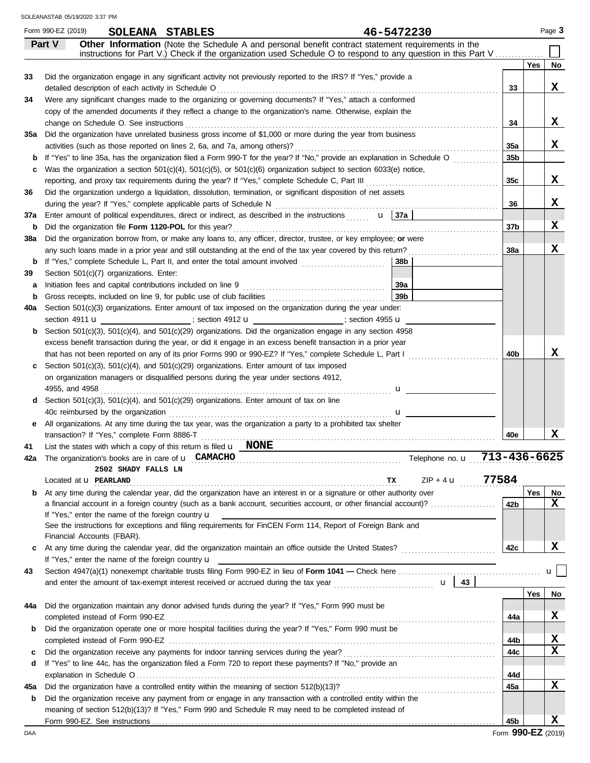Form 990-EZ (2019) **SOLEANA STABLES** 46-5472230

## Part V Other Information

(Note the Schedule A and personal benefit contract statement requirements in the instructions for Part V.) Check if the organization used Schedule O to respond to any question in this Part V ☐

| | | | Yes | No |
|---|---|---|---|---|
| 33 | Did the organization engage in any significant activity not previously reported to the IRS? If "Yes," provide a detailed description of each activity in Schedule O | 33 | | X |
| 34 | Were any significant changes made to the organizing or governing documents? If "Yes," attach a conformed copy of the amended documents if they reflect a change to the organization's name. Otherwise, explain the change on Schedule O. See instructions | 34 | | X |
| 35a | Did the organization have unrelated business gross income of $1,000 or more during the year from business activities (such as those reported on lines 2, 6a, and 7a, among others)? | 35a | | X |
| b | If "Yes" to line 35a, has the organization filed a Form 990-T for the year? If "No," provide an explanation in Schedule O | 35b | | |
| c | Was the organization a section 501(c)(4), 501(c)(5), or 501(c)(6) organization subject to section 6033(e) notice, reporting, and proxy tax requirements during the year? If "Yes," complete Schedule C, Part III | 35c | | X |
| 36 | Did the organization undergo a liquidation, dissolution, termination, or significant disposition of net assets during the year? If "Yes," complete applicable parts of Schedule N | 36 | | X |
| 37a | Enter amount of political expenditures, direct or indirect, as described in the instructions u 37a | | | |
| b | Did the organization file **Form 1120-POL** for this year? | 37b | | X |
| 38a | Did the organization borrow from, or make any loans to, any officer, director, trustee, or key employee; **or** were any such loans made in a prior year and still outstanding at the end of the tax year covered by this return? | 38a | | X |
| b | If "Yes," complete Schedule L, Part II, and enter the total amount involved 38b | | | |
| 39 | Section 501(c)(7) organizations. Enter: | | | |
| a | Initiation fees and capital contributions included on line 9 39a | | | |
| b | Gross receipts, included on line 9, for public use of club facilities 39b | | | |
| 40a | Section 501(c)(3) organizations. Enter amount of tax imposed on the organization during the year under: section 4911 u ; section 4912 u ; section 4955 u | | | |
| b | Section 501(c)(3), 501(c)(4), and 501(c)(29) organizations. Did the organization engage in any section 4958 excess benefit transaction during the year, or did it engage in an excess benefit transaction in a prior year that has not been reported on any of its prior Forms 990 or 990-EZ? If "Yes," complete Schedule L, Part I | 40b | | X |
| c | Section 501(c)(3), 501(c)(4), and 501(c)(29) organizations. Enter amount of tax imposed on organization managers or disqualified persons during the year under sections 4912, 4955, and 4958 u | | | |
| d | Section 501(c)(3), 501(c)(4), and 501(c)(29) organizations. Enter amount of tax on line 40c reimbursed by the organization u | | | |
| e | All organizations. At any time during the tax year, was the organization a party to a prohibited tax shelter transaction? If "Yes," complete Form 8886-T | 40e | | X |

41 List the states with which a copy of this return is filed u **NONE**

42a The organization's books are in care of u **CAMACHO** Telephone no. u **713-436-6625**
**2502 SHADY FALLS LN**
Located at u **PEARLAND** **TX** ZIP + 4 u **77584**

| | | | Yes | No |
|---|---|---|---|---|
| b | At any time during the calendar year, did the organization have an interest in or a signature or other authority over a financial account in a foreign country (such as a bank account, securities account, or other financial account)? If "Yes," enter the name of the foreign country u See the instructions for exceptions and filing requirements for FinCEN Form 114, Report of Foreign Bank and Financial Accounts (FBAR). | 42b | | X |
| c | At any time during the calendar year, did the organization maintain an office outside the United States? If "Yes," enter the name of the foreign country u | 42c | | X |

43 Section 4947(a)(1) nonexempt charitable trusts filing Form 990-EZ in lieu of **Form 1041 —** Check here u ☐
and enter the amount of tax-exempt interest received or accrued during the tax year u 43

| | | | Yes | No |
|---|---|---|---|---|
| 44a | Did the organization maintain any donor advised funds during the year? If "Yes," Form 990 must be completed instead of Form 990-EZ | 44a | | X |
| b | Did the organization operate one or more hospital facilities during the year? If "Yes," Form 990 must be completed instead of Form 990-EZ | 44b | | X |
| c | Did the organization receive any payments for indoor tanning services during the year? | 44c | | X |
| d | If "Yes" to line 44c, has the organization filed a Form 720 to report these payments? If "No," provide an explanation in Schedule O | 44d | | |
| 45a | Did the organization have a controlled entity within the meaning of section 512(b)(13)? | 45a | | X |
| b | Did the organization receive any payment from or engage in any transaction with a controlled entity within the meaning of section 512(b)(13)? If "Yes," Form 990 and Schedule R may need to be completed instead of Form 990-EZ. See instructions | 45b | | X |

Form **990-EZ** (2019)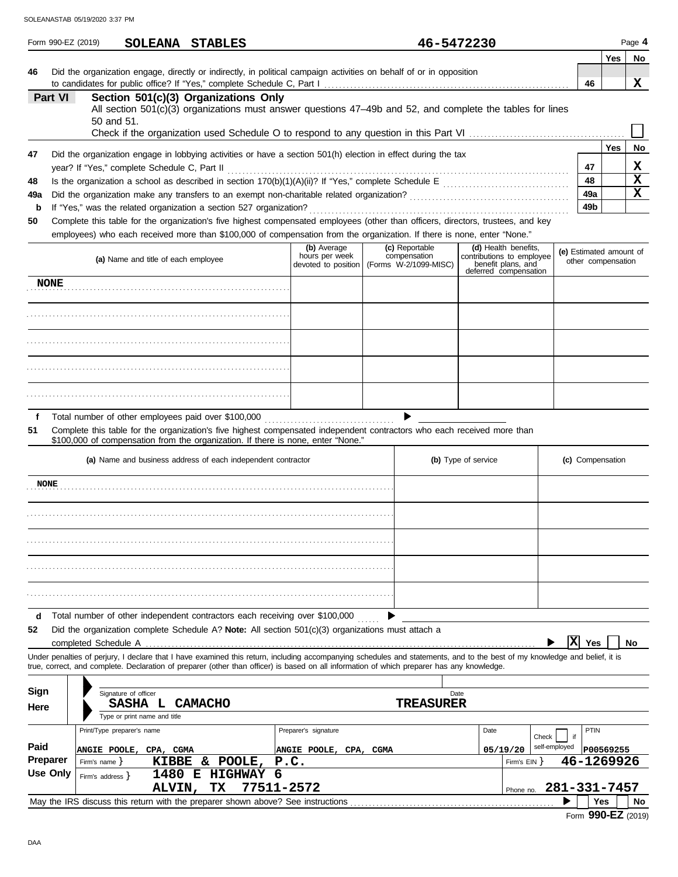Form 990-EZ (2019) **SOLEANA STABLES** **46-5472230** Page 4

| | | | Yes | No |
|---|---|---|---|---|
| 46 | Did the organization engage, directly or indirectly, in political campaign activities on behalf of or in opposition to candidates for public office? If "Yes," complete Schedule C, Part I | 46 | | X |

## Part VI Section 501(c)(3) Organizations Only

All section 501(c)(3) organizations must answer questions 47–49b and 52, and complete the tables for lines 50 and 51.

Check if the organization used Schedule O to respond to any question in this Part VI ☐

| | | | Yes | No |
|---|---|---|---|---|
| 47 | Did the organization engage in lobbying activities or have a section 501(h) election in effect during the tax year? If "Yes," complete Schedule C, Part II | 47 | | X |
| 48 | Is the organization a school as described in section 170(b)(1)(A)(ii)? If "Yes," complete Schedule E | 48 | | X |
| 49a | Did the organization make any transfers to an exempt non-charitable related organization? | 49a | | X |
| b | If "Yes," was the related organization a section 527 organization? | 49b | | |

**50** Complete this table for the organization's five highest compensated employees (other than officers, directors, trustees, and key employees) who each received more than $100,000 of compensation from the organization. If there is none, enter "None."

| (a) Name and title of each employee | (b) Average hours per week devoted to position | (c) Reportable compensation (Forms W-2/1099-MISC) | (d) Health benefits, contributions to employee benefit plans, and deferred compensation | (e) Estimated amount of other compensation |
|---|---|---|---|---|
| NONE | | | | |
| | | | | |
| | | | | |
| | | | | |
| | | | | |

**f** Total number of other employees paid over $100,000 ▶

**51** Complete this table for the organization's five highest compensated independent contractors who each received more than $100,000 of compensation from the organization. If there is none, enter "None."

| (a) Name and business address of each independent contractor | (b) Type of service | (c) Compensation |
|---|---|---|
| NONE | | |
| | | |
| | | |
| | | |
| | | |

**d** Total number of other independent contractors each receiving over $100,000 ▶

**52** Did the organization complete Schedule A? **Note:** All section 501(c)(3) organizations must attach a completed Schedule A ▶ ☒ Yes ☐ No

Under penalties of perjury, I declare that I have examined this return, including accompanying schedules and statements, and to the best of my knowledge and belief, it is true, correct, and complete. Declaration of preparer (other than officer) is based on all information of which preparer has any knowledge.

**Sign Here**

Signature of officer | Date

SASHA L CAMACHO — TREASURER
Type or print name and title

**Paid Preparer Use Only**

| Print/Type preparer's name | Preparer's signature | Date | Check ☐ if self-employed | PTIN |
|---|---|---|---|---|
| ANGIE POOLE, CPA, CGMA | ANGIE POOLE, CPA, CGMA | 05/19/20 | | P00569255 |

Firm's name: KIBBE & POOLE, P.C. — Firm's EIN: 46-1269926

Firm's address: 1480 E HIGHWAY 6, ALVIN, TX 77511-2572 — Phone no. 281-331-7457

May the IRS discuss this return with the preparer shown above? See instructions ▶ ☐ Yes ☐ No

Form **990-EZ** (2019)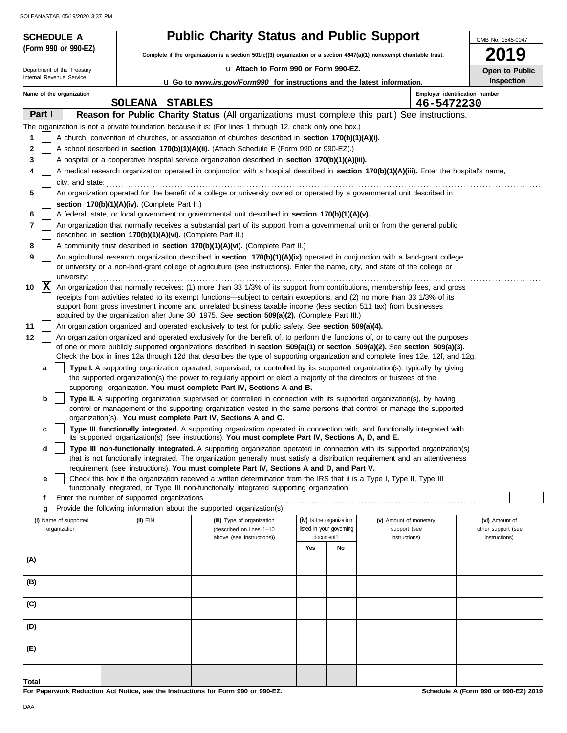SOLEANASTAB 05/19/2020 3:37 PM

**SCHEDULE A (Form 990 or 990-EZ)**

Department of the Treasury
Internal Revenue Service

# Public Charity Status and Public Support

**Complete if the organization is a section 501(c)(3) organization or a section 4947(a)(1) nonexempt charitable trust.**

u Attach to Form 990 or Form 990-EZ.

u Go to *www.irs.gov/Form990* for instructions and the latest information.

OMB No. 1545-0047

**2019**

**Open to Public Inspection**

Name of the organization: **SOLEANA STABLES**

Employer identification number: **46-5472230**

## Part I — Reason for Public Charity Status (All organizations must complete this part.) See instructions.

The organization is not a private foundation because it is: (For lines 1 through 12, check only one box.)

1. [ ] A church, convention of churches, or association of churches described in **section 170(b)(1)(A)(i).**
2. [ ] A school described in **section 170(b)(1)(A)(ii).** (Attach Schedule E (Form 990 or 990-EZ).)
3. [ ] A hospital or a cooperative hospital service organization described in **section 170(b)(1)(A)(iii).**
4. [ ] A medical research organization operated in conjunction with a hospital described in **section 170(b)(1)(A)(iii).** Enter the hospital's name, city, and state:
5. [ ] An organization operated for the benefit of a college or university owned or operated by a governmental unit described in **section 170(b)(1)(A)(iv).** (Complete Part II.)
6. [ ] A federal, state, or local government or governmental unit described in **section 170(b)(1)(A)(v).**
7. [ ] An organization that normally receives a substantial part of its support from a governmental unit or from the general public described in **section 170(b)(1)(A)(vi).** (Complete Part II.)
8. [ ] A community trust described in **section 170(b)(1)(A)(vi).** (Complete Part II.)
9. [ ] An agricultural research organization described in **section 170(b)(1)(A)(ix)** operated in conjunction with a land-grant college or university or a non-land-grant college of agriculture (see instructions). Enter the name, city, and state of the college or university:
10. [X] An organization that normally receives: (1) more than 33 1/3% of its support from contributions, membership fees, and gross receipts from activities related to its exempt functions—subject to certain exceptions, and (2) no more than 33 1/3% of its support from gross investment income and unrelated business taxable income (less section 511 tax) from businesses acquired by the organization after June 30, 1975. See **section 509(a)(2).** (Complete Part III.)
11. [ ] An organization organized and operated exclusively to test for public safety. See **section 509(a)(4).**
12. [ ] An organization organized and operated exclusively for the benefit of, to perform the functions of, or to carry out the purposes of one or more publicly supported organizations described in **section 509(a)(1)** or **section 509(a)(2).** See **section 509(a)(3).** Check the box in lines 12a through 12d that describes the type of supporting organization and complete lines 12e, 12f, and 12g.
   - **a** [ ] **Type I.** A supporting organization operated, supervised, or controlled by its supported organization(s), typically by giving the supported organization(s) the power to regularly appoint or elect a majority of the directors or trustees of the supporting organization. **You must complete Part IV, Sections A and B.**
   - **b** [ ] **Type II.** A supporting organization supervised or controlled in connection with its supported organization(s), by having control or management of the supporting organization vested in the same persons that control or manage the supported organization(s). **You must complete Part IV, Sections A and C.**
   - **c** [ ] **Type III functionally integrated.** A supporting organization operated in connection with, and functionally integrated with, its supported organization(s) (see instructions). **You must complete Part IV, Sections A, D, and E.**
   - **d** [ ] **Type III non-functionally integrated.** A supporting organization operated in connection with its supported organization(s) that is not functionally integrated. The organization generally must satisfy a distribution requirement and an attentiveness requirement (see instructions). **You must complete Part IV, Sections A and D, and Part V.**
   - **e** [ ] Check this box if the organization received a written determination from the IRS that it is a Type I, Type II, Type III functionally integrated, or Type III non-functionally integrated supporting organization.
   - **f** Enter the number of supported organizations
   - **g** Provide the following information about the supported organization(s).

| (i) Name of supported organization | (ii) EIN | (iii) Type of organization (described on lines 1–10 above (see instructions)) | (iv) Is the organization listed in your governing document? Yes | No | (v) Amount of monetary support (see instructions) | (vi) Amount of other support (see instructions) |
|---|---|---|---|---|---|---|
| (A) | | | | | | |
| (B) | | | | | | |
| (C) | | | | | | |
| (D) | | | | | | |
| (E) | | | | | | |
| **Total** | | | | | | |

**For Paperwork Reduction Act Notice, see the Instructions for Form 990 or 990-EZ.** **Schedule A (Form 990 or 990-EZ) 2019**

DAA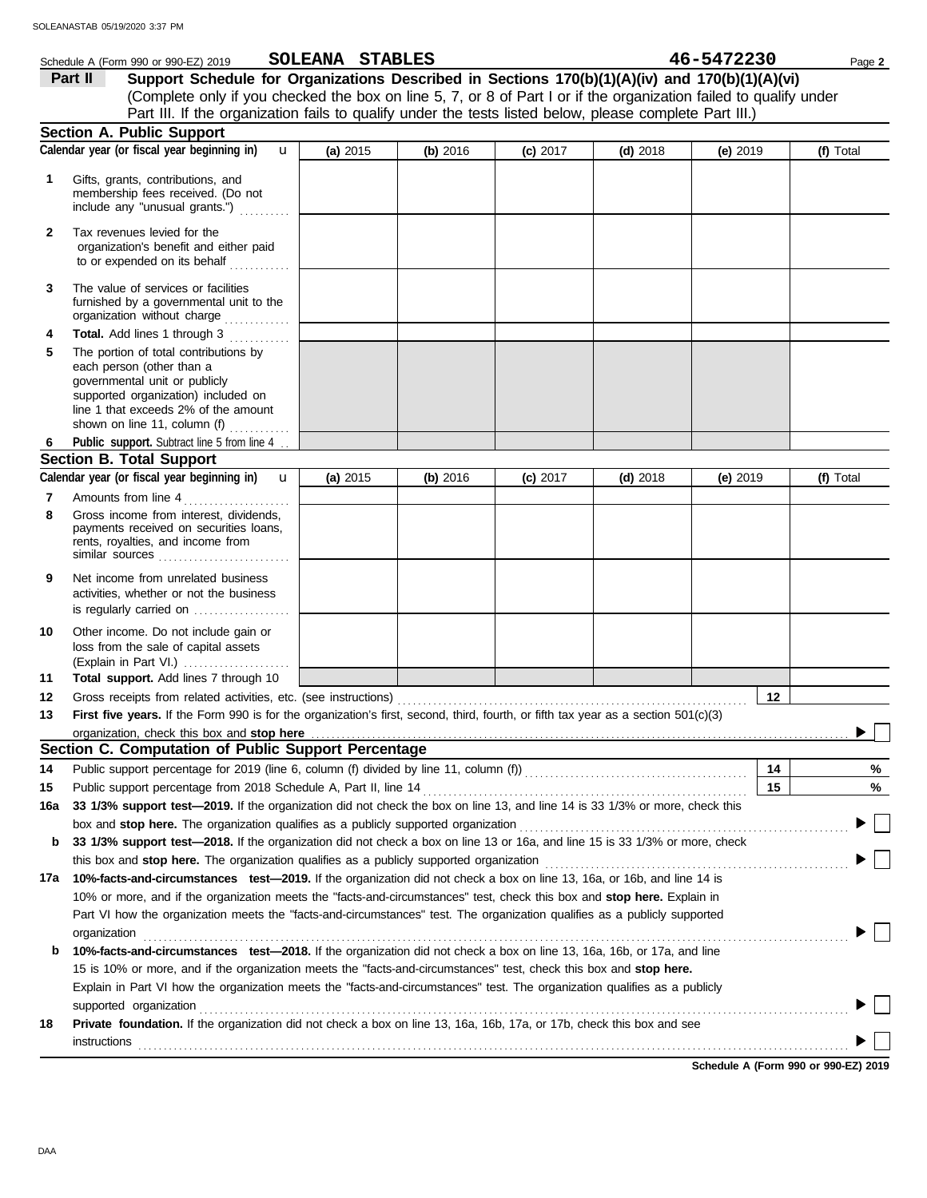Schedule A (Form 990 or 990-EZ) 2019 **SOLEANA STABLES** **46-5472230** Page **2**

**Part II** **Support Schedule for Organizations Described in Sections 170(b)(1)(A)(iv) and 170(b)(1)(A)(vi)**
(Complete only if you checked the box on line 5, 7, or 8 of Part I or if the organization failed to qualify under Part III. If the organization fails to qualify under the tests listed below, please complete Part III.)

## Section A. Public Support

| Calendar year (or fiscal year beginning in) u | (a) 2015 | (b) 2016 | (c) 2017 | (d) 2018 | (e) 2019 | (f) Total |
|---|---|---|---|---|---|---|
| **1** Gifts, grants, contributions, and membership fees received. (Do not include any "unusual grants.") | | | | | | |
| **2** Tax revenues levied for the organization's benefit and either paid to or expended on its behalf | | | | | | |
| **3** The value of services or facilities furnished by a governmental unit to the organization without charge | | | | | | |
| **4** **Total.** Add lines 1 through 3 | | | | | | |
| **5** The portion of total contributions by each person (other than a governmental unit or publicly supported organization) included on line 1 that exceeds 2% of the amount shown on line 11, column (f) | | | | | | |
| **6** **Public support.** Subtract line 5 from line 4 | | | | | | |

## Section B. Total Support

| Calendar year (or fiscal year beginning in) u | (a) 2015 | (b) 2016 | (c) 2017 | (d) 2018 | (e) 2019 | (f) Total |
|---|---|---|---|---|---|---|
| **7** Amounts from line 4 | | | | | | |
| **8** Gross income from interest, dividends, payments received on securities loans, rents, royalties, and income from similar sources | | | | | | |
| **9** Net income from unrelated business activities, whether or not the business is regularly carried on | | | | | | |
| **10** Other income. Do not include gain or loss from the sale of capital assets (Explain in Part VI.) | | | | | | |
| **11** **Total support.** Add lines 7 through 10 | | | | | | |

**12** Gross receipts from related activities, etc. (see instructions) **12**

**13** **First five years.** If the Form 990 is for the organization's first, second, third, fourth, or fifth tax year as a section 501(c)(3) organization, check this box and **stop here** ☐

## Section C. Computation of Public Support Percentage

**14** Public support percentage for 2019 (line 6, column (f) divided by line 11, column (f)) **14** %

**15** Public support percentage from 2018 Schedule A, Part II, line 14 **15** %

**16a** **33 1/3% support test—2019.** If the organization did not check the box on line 13, and line 14 is 33 1/3% or more, check this box and **stop here.** The organization qualifies as a publicly supported organization ☐

**b** **33 1/3% support test—2018.** If the organization did not check a box on line 13 or 16a, and line 15 is 33 1/3% or more, check this box and **stop here.** The organization qualifies as a publicly supported organization ☐

**17a** **10%-facts-and-circumstances test—2019.** If the organization did not check a box on line 13, 16a, or 16b, and line 14 is 10% or more, and if the organization meets the "facts-and-circumstances" test, check this box and **stop here.** Explain in Part VI how the organization meets the "facts-and-circumstances" test. The organization qualifies as a publicly supported organization ☐

**b** **10%-facts-and-circumstances test—2018.** If the organization did not check a box on line 13, 16a, 16b, or 17a, and line 15 is 10% or more, and if the organization meets the "facts-and-circumstances" test, check this box and **stop here.** Explain in Part VI how the organization meets the "facts-and-circumstances" test. The organization qualifies as a publicly supported organization ☐

**18** **Private foundation.** If the organization did not check a box on line 13, 16a, 16b, 17a, or 17b, check this box and see instructions ☐

**Schedule A (Form 990 or 990-EZ) 2019**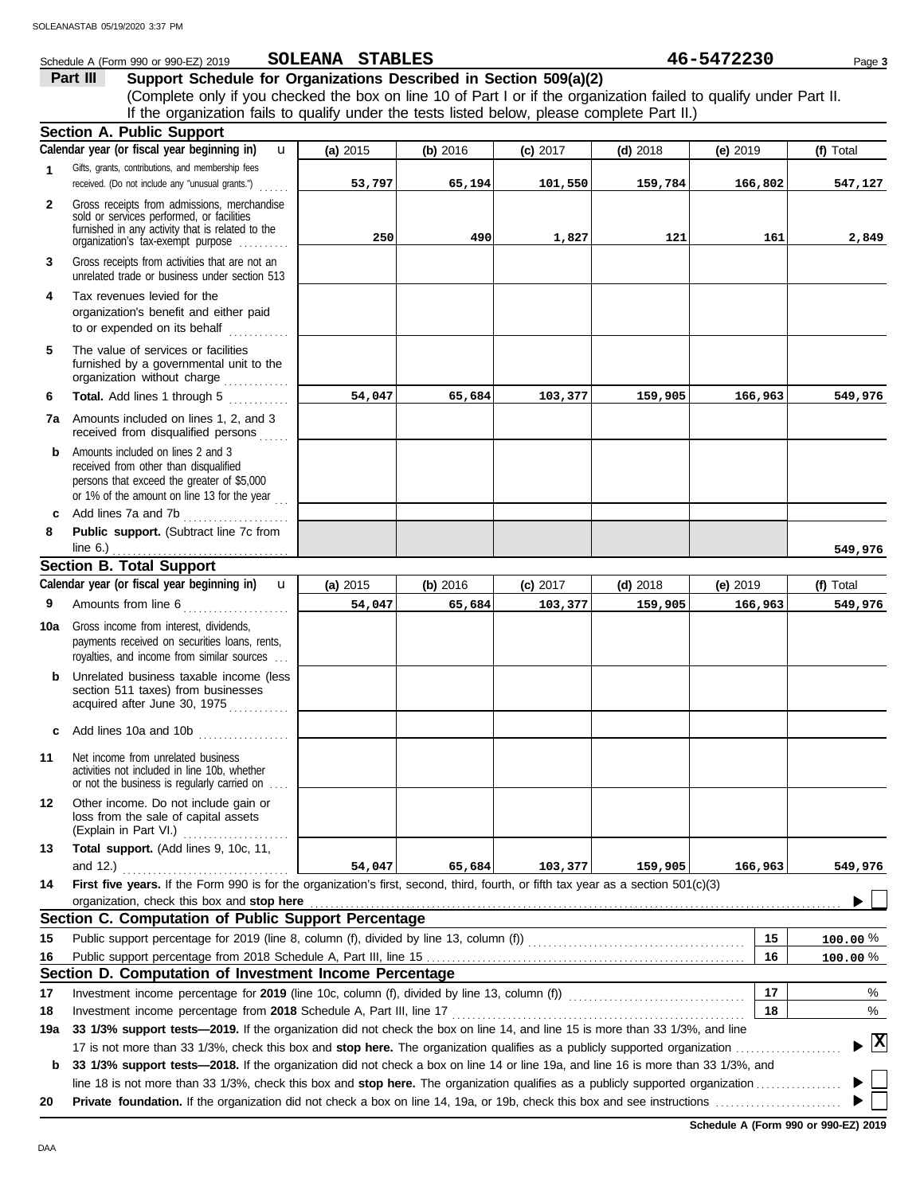Schedule A (Form 990 or 990-EZ) 2019 **SOLEANA STABLES** **46-5472230**

**Part III** **Support Schedule for Organizations Described in Section 509(a)(2)**

(Complete only if you checked the box on line 10 of Part I or if the organization failed to qualify under Part II. If the organization fails to qualify under the tests listed below, please complete Part II.)

## Section A. Public Support

| | Calendar year (or fiscal year beginning in) | (a) 2015 | (b) 2016 | (c) 2017 | (d) 2018 | (e) 2019 | (f) Total |
|---|---|---|---|---|---|---|---|
| 1 | Gifts, grants, contributions, and membership fees received. (Do not include any "unusual grants.") | 53,797 | 65,194 | 101,550 | 159,784 | 166,802 | 547,127 |
| 2 | Gross receipts from admissions, merchandise sold or services performed, or facilities furnished in any activity that is related to the organization's tax-exempt purpose | 250 | 490 | 1,827 | 121 | 161 | 2,849 |
| 3 | Gross receipts from activities that are not an unrelated trade or business under section 513 | | | | | | |
| 4 | Tax revenues levied for the organization's benefit and either paid to or expended on its behalf | | | | | | |
| 5 | The value of services or facilities furnished by a governmental unit to the organization without charge | | | | | | |
| 6 | **Total.** Add lines 1 through 5 | 54,047 | 65,684 | 103,377 | 159,905 | 166,963 | 549,976 |
| 7a | Amounts included on lines 1, 2, and 3 received from disqualified persons | | | | | | |
| b | Amounts included on lines 2 and 3 received from other than disqualified persons that exceed the greater of $5,000 or 1% of the amount on line 13 for the year | | | | | | |
| c | Add lines 7a and 7b | | | | | | |
| 8 | **Public support.** (Subtract line 7c from line 6.) | | | | | | 549,976 |

## Section B. Total Support

| | Calendar year (or fiscal year beginning in) | (a) 2015 | (b) 2016 | (c) 2017 | (d) 2018 | (e) 2019 | (f) Total |
|---|---|---|---|---|---|---|---|
| 9 | Amounts from line 6 | 54,047 | 65,684 | 103,377 | 159,905 | 166,963 | 549,976 |
| 10a | Gross income from interest, dividends, payments received on securities loans, rents, royalties, and income from similar sources | | | | | | |
| b | Unrelated business taxable income (less section 511 taxes) from businesses acquired after June 30, 1975 | | | | | | |
| c | Add lines 10a and 10b | | | | | | |
| 11 | Net income from unrelated business activities not included in line 10b, whether or not the business is regularly carried on | | | | | | |
| 12 | Other income. Do not include gain or loss from the sale of capital assets (Explain in Part VI.) | | | | | | |
| 13 | **Total support.** (Add lines 9, 10c, 11, and 12.) | 54,047 | 65,684 | 103,377 | 159,905 | 166,963 | 549,976 |

**14** **First five years.** If the Form 990 is for the organization's first, second, third, fourth, or fifth tax year as a section 501(c)(3) organization, check this box and **stop here** ☐

## Section C. Computation of Public Support Percentage

| | | | |
|---|---|---|---|
| 15 | Public support percentage for 2019 (line 8, column (f)), divided by line 13, column (f)) | 15 | 100.00 % |
| 16 | Public support percentage from 2018 Schedule A, Part III, line 15 | 16 | 100.00 % |

## Section D. Computation of Investment Income Percentage

| | | | |
|---|---|---|---|
| 17 | Investment income percentage for **2019** (line 10c, column (f), divided by line 13, column (f)) | 17 | % |
| 18 | Investment income percentage from **2018** Schedule A, Part III, line 17 | 18 | % |

**19a** **33 1/3% support tests—2019.** If the organization did not check the box on line 14, and line 15 is more than 33 1/3%, and line 17 is not more than 33 1/3%, check this box and **stop here.** The organization qualifies as a publicly supported organization ☒

**b** **33 1/3% support tests—2018.** If the organization did not check a box on line 14 or line 19a, and line 16 is more than 33 1/3%, and line 18 is not more than 33 1/3%, check this box and **stop here.** The organization qualifies as a publicly supported organization ☐

**20** **Private foundation.** If the organization did not check a box on line 14, 19a, or 19b, check this box and see instructions ☐

**Schedule A (Form 990 or 990-EZ) 2019**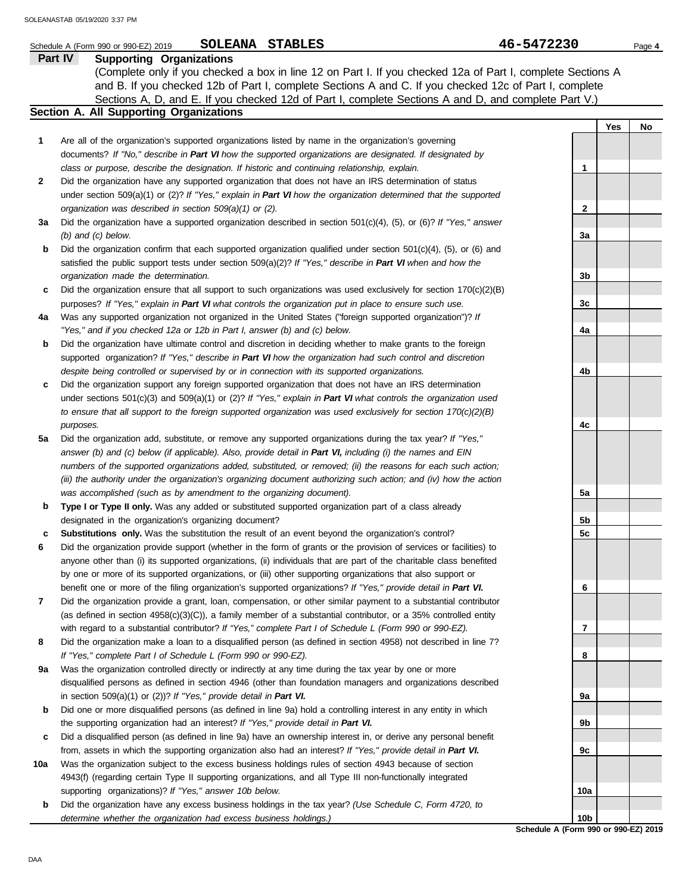Schedule A (Form 990 or 990-EZ) 2019 **SOLEANA STABLES** **46-5472230** Page 4

## Part IV Supporting Organizations

(Complete only if you checked a box in line 12 on Part I. If you checked 12a of Part I, complete Sections A and B. If you checked 12b of Part I, complete Sections A and C. If you checked 12c of Part I, complete Sections A, D, and E. If you checked 12d of Part I, complete Sections A and D, and complete Part V.)

### Section A. All Supporting Organizations

| | | | Yes | No |
|---|---|---|---|---|
| **1** | Are all of the organization's supported organizations listed by name in the organization's governing documents? *If "No," describe in **Part VI** how the supported organizations are designated. If designated by class or purpose, describe the designation. If historic and continuing relationship, explain.* | 1 | | |
| **2** | Did the organization have any supported organization that does not have an IRS determination of status under section 509(a)(1) or (2)? *If "Yes," explain in **Part VI** how the organization determined that the supported organization was described in section 509(a)(1) or (2).* | 2 | | |
| **3a** | Did the organization have a supported organization described in section 501(c)(4), (5), or (6)? *If "Yes," answer (b) and (c) below.* | 3a | | |
| **b** | Did the organization confirm that each supported organization qualified under section 501(c)(4), (5), or (6) and satisfied the public support tests under section 509(a)(2)? *If "Yes," describe in **Part VI** when and how the organization made the determination.* | 3b | | |
| **c** | Did the organization ensure that all support to such organizations was used exclusively for section 170(c)(2)(B) purposes? *If "Yes," explain in **Part VI** what controls the organization put in place to ensure such use.* | 3c | | |
| **4a** | Was any supported organization not organized in the United States ("foreign supported organization")? *If "Yes," and if you checked 12a or 12b in Part I, answer (b) and (c) below.* | 4a | | |
| **b** | Did the organization have ultimate control and discretion in deciding whether to make grants to the foreign supported organization? *If "Yes," describe in **Part VI** how the organization had such control and discretion despite being controlled or supervised by or in connection with its supported organizations.* | 4b | | |
| **c** | Did the organization support any foreign supported organization that does not have an IRS determination under sections 501(c)(3) and 509(a)(1) or (2)? *If "Yes," explain in **Part VI** what controls the organization used to ensure that all support to the foreign supported organization was used exclusively for section 170(c)(2)(B) purposes.* | 4c | | |
| **5a** | Did the organization add, substitute, or remove any supported organizations during the tax year? *If "Yes," answer (b) and (c) below (if applicable). Also, provide detail in **Part VI,** including (i) the names and EIN numbers of the supported organizations added, substituted, or removed; (ii) the reasons for each such action; (iii) the authority under the organization's organizing document authorizing such action; and (iv) how the action was accomplished (such as by amendment to the organizing document).* | 5a | | |
| **b** | **Type I or Type II only.** Was any added or substituted supported organization part of a class already designated in the organization's organizing document? | 5b | | |
| **c** | **Substitutions only.** Was the substitution the result of an event beyond the organization's control? | 5c | | |
| **6** | Did the organization provide support (whether in the form of grants or the provision of services or facilities) to anyone other than (i) its supported organizations, (ii) individuals that are part of the charitable class benefited by one or more of its supported organizations, or (iii) other supporting organizations that also support or benefit one or more of the filing organization's supported organizations? *If "Yes," provide detail in **Part VI.*** | 6 | | |
| **7** | Did the organization provide a grant, loan, compensation, or other similar payment to a substantial contributor (as defined in section 4958(c)(3)(C)), a family member of a substantial contributor, or a 35% controlled entity with regard to a substantial contributor? *If "Yes," complete Part I of Schedule L (Form 990 or 990-EZ).* | 7 | | |
| **8** | Did the organization make a loan to a disqualified person (as defined in section 4958) not described in line 7? *If "Yes," complete Part I of Schedule L (Form 990 or 990-EZ).* | 8 | | |
| **9a** | Was the organization controlled directly or indirectly at any time during the tax year by one or more disqualified persons as defined in section 4946 (other than foundation managers and organizations described in section 509(a)(1) or (2))? *If "Yes," provide detail in **Part VI.*** | 9a | | |
| **b** | Did one or more disqualified persons (as defined in line 9a) hold a controlling interest in any entity in which the supporting organization had an interest? *If "Yes," provide detail in **Part VI.*** | 9b | | |
| **c** | Did a disqualified person (as defined in line 9a) have an ownership interest in, or derive any personal benefit from, assets in which the supporting organization also had an interest? *If "Yes," provide detail in **Part VI.*** | 9c | | |
| **10a** | Was the organization subject to the excess business holdings rules of section 4943 because of section 4943(f) (regarding certain Type II supporting organizations, and all Type III non-functionally integrated supporting organizations)? *If "Yes," answer 10b below.* | 10a | | |
| **b** | Did the organization have any excess business holdings in the tax year? *(Use Schedule C, Form 4720, to determine whether the organization had excess business holdings.)* | 10b | | |

**Schedule A (Form 990 or 990-EZ) 2019**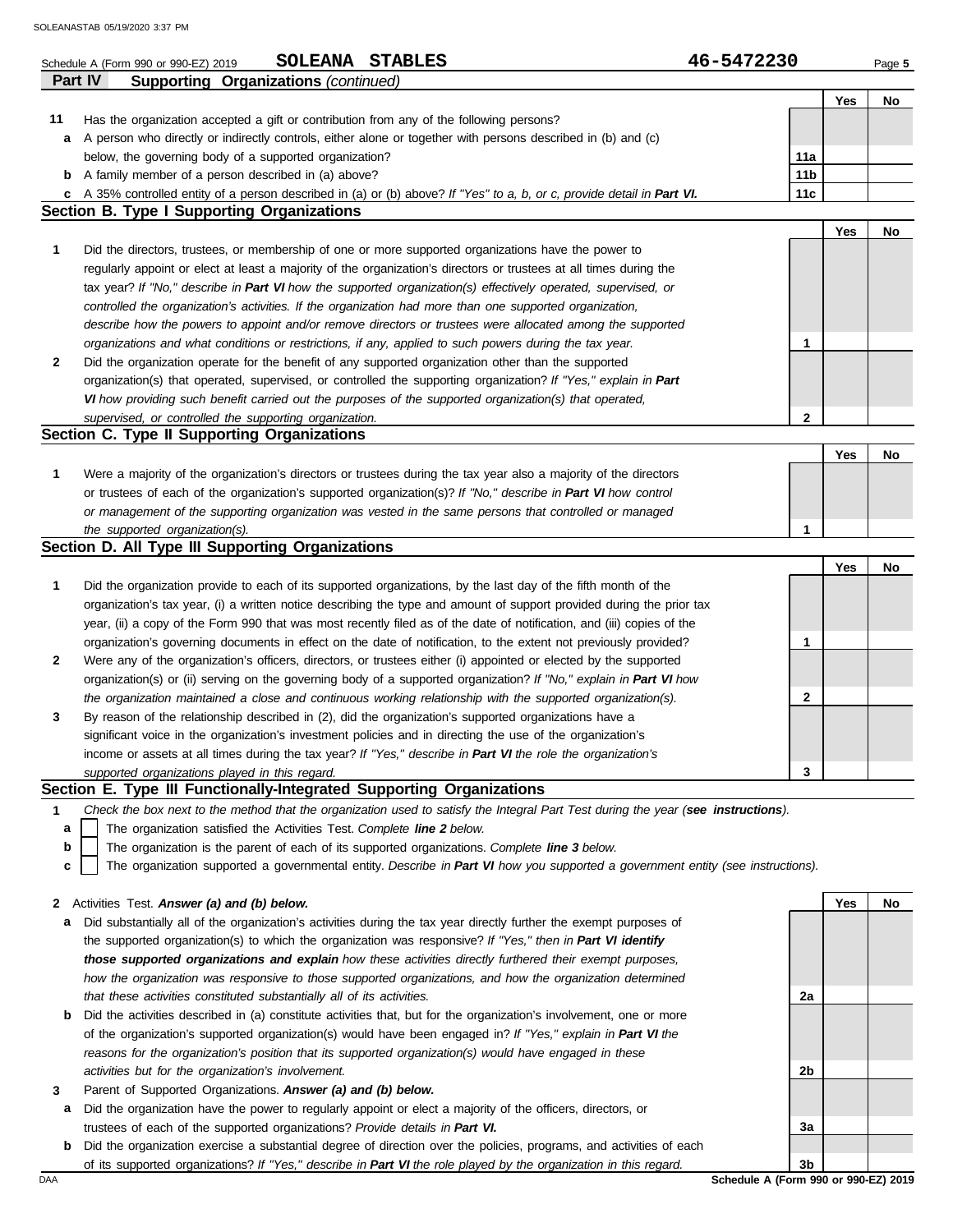Schedule A (Form 990 or 990-EZ) 2019 **SOLEANA STABLES** **46-5472230** Page **5**

**Part IV Supporting Organizations** *(continued)*

| | | | Yes | No |
|---|---|---|---|---|
| **11** | Has the organization accepted a gift or contribution from any of the following persons? | | | |
| **a** | A person who directly or indirectly controls, either alone or together with persons described in (b) and (c) below, the governing body of a supported organization? | **11a** | | |
| **b** | A family member of a person described in (a) above? | **11b** | | |
| **c** | A 35% controlled entity of a person described in (a) or (b) above? *If "Yes" to a, b, or c, provide detail in* ***Part VI.*** | **11c** | | |

### Section B. Type I Supporting Organizations

| | | | Yes | No |
|---|---|---|---|---|
| **1** | Did the directors, trustees, or membership of one or more supported organizations have the power to regularly appoint or elect at least a majority of the organization's directors or trustees at all times during the tax year? *If "No," describe in* ***Part VI*** *how the supported organization(s) effectively operated, supervised, or controlled the organization's activities. If the organization had more than one supported organization, describe how the powers to appoint and/or remove directors or trustees were allocated among the supported organizations and what conditions or restrictions, if any, applied to such powers during the tax year.* | **1** | | |
| **2** | Did the organization operate for the benefit of any supported organization other than the supported organization(s) that operated, supervised, or controlled the supporting organization? *If "Yes," explain in* ***Part VI*** *how providing such benefit carried out the purposes of the supported organization(s) that operated, supervised, or controlled the supporting organization.* | **2** | | |

### Section C. Type II Supporting Organizations

| | | | Yes | No |
|---|---|---|---|---|
| **1** | Were a majority of the organization's directors or trustees during the tax year also a majority of the directors or trustees of each of the organization's supported organization(s)? *If "No," describe in* ***Part VI*** *how control or management of the supporting organization was vested in the same persons that controlled or managed the supported organization(s).* | **1** | | |

### Section D. All Type III Supporting Organizations

| | | | Yes | No |
|---|---|---|---|---|
| **1** | Did the organization provide to each of its supported organizations, by the last day of the fifth month of the organization's tax year, (i) a written notice describing the type and amount of support provided during the prior tax year, (ii) a copy of the Form 990 that was most recently filed as of the date of notification, and (iii) copies of the organization's governing documents in effect on the date of notification, to the extent not previously provided? | **1** | | |
| **2** | Were any of the organization's officers, directors, or trustees either (i) appointed or elected by the supported organization(s) or (ii) serving on the governing body of a supported organization? *If "No," explain in* ***Part VI*** *how the organization maintained a close and continuous working relationship with the supported organization(s).* | **2** | | |
| **3** | By reason of the relationship described in (2), did the organization's supported organizations have a significant voice in the organization's investment policies and in directing the use of the organization's income or assets at all times during the tax year? *If "Yes," describe in* ***Part VI*** *the role the organization's supported organizations played in this regard.* | **3** | | |

### Section E. Type III Functionally-Integrated Supporting Organizations

**1** *Check the box next to the method that the organization used to satisfy the Integral Part Test during the year (**see instructions**).*

- **a** ☐ The organization satisfied the Activities Test. *Complete* ***line 2*** *below.*
- **b** ☐ The organization is the parent of each of its supported organizations. *Complete* ***line 3*** *below.*
- **c** ☐ The organization supported a governmental entity. *Describe in* ***Part VI*** *how you supported a government entity (see instructions).*

| | | | Yes | No |
|---|---|---|---|---|
| **2** | Activities Test. ***Answer (a) and (b) below.*** | | | |
| **a** | Did substantially all of the organization's activities during the tax year directly further the exempt purposes of the supported organization(s) to which the organization was responsive? *If "Yes," then in* ***Part VI identify those supported organizations and explain*** *how these activities directly furthered their exempt purposes, how the organization was responsive to those supported organizations, and how the organization determined that these activities constituted substantially all of its activities.* | **2a** | | |
| **b** | Did the activities described in (a) constitute activities that, but for the organization's involvement, one or more of the organization's supported organization(s) would have been engaged in? *If "Yes," explain in* ***Part VI*** *the reasons for the organization's position that its supported organization(s) would have engaged in these activities but for the organization's involvement.* | **2b** | | |
| **3** | Parent of Supported Organizations. ***Answer (a) and (b) below.*** | | | |
| **a** | Did the organization have the power to regularly appoint or elect a majority of the officers, directors, or trustees of each of the supported organizations? ***Provide details in Part VI.*** | **3a** | | |
| **b** | Did the organization exercise a substantial degree of direction over the policies, programs, and activities of each of its supported organizations? *If "Yes," describe in* ***Part VI*** *the role played by the organization in this regard.* | **3b** | | |

**Schedule A (Form 990 or 990-EZ) 2019**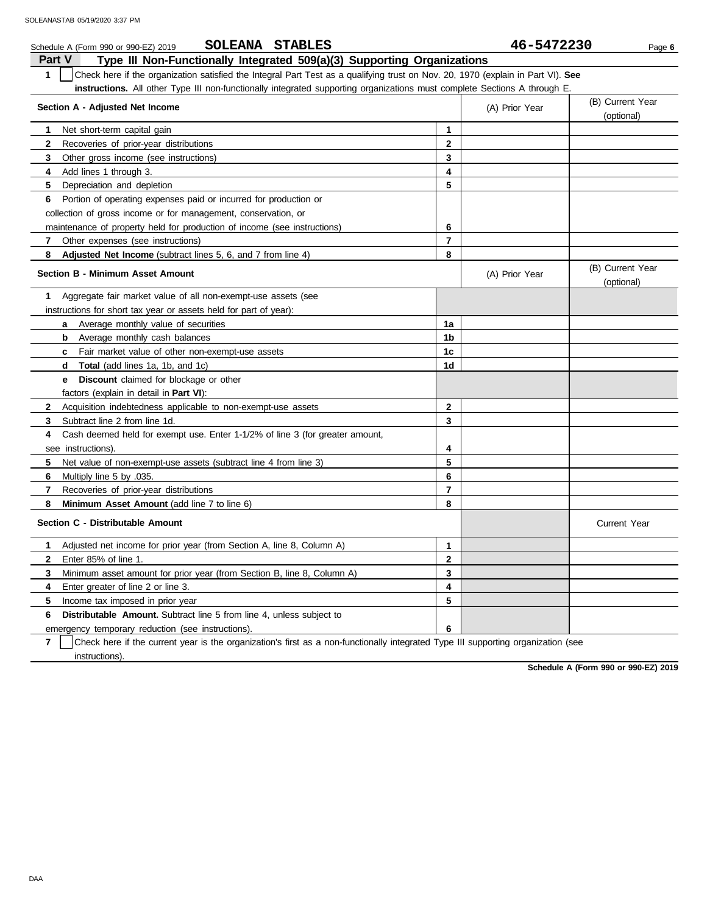Schedule A (Form 990 or 990-EZ) 2019 **SOLEANA STABLES** **46-5472230**

## Part V Type III Non-Functionally Integrated 509(a)(3) Supporting Organizations

**1** ☐ Check here if the organization satisfied the Integral Part Test as a qualifying trust on Nov. 20, 1970 (explain in Part VI). **See instructions.** All other Type III non-functionally integrated supporting organizations must complete Sections A through E.

| Section A - Adjusted Net Income | | (A) Prior Year | (B) Current Year (optional) |
|---|---|---|---|
| **1** Net short-term capital gain | 1 | | |
| **2** Recoveries of prior-year distributions | 2 | | |
| **3** Other gross income (see instructions) | 3 | | |
| **4** Add lines 1 through 3. | 4 | | |
| **5** Depreciation and depletion | 5 | | |
| **6** Portion of operating expenses paid or incurred for production or collection of gross income or for management, conservation, or maintenance of property held for production of income (see instructions) | 6 | | |
| **7** Other expenses (see instructions) | 7 | | |
| **8** **Adjusted Net Income** (subtract lines 5, 6, and 7 from line 4) | 8 | | |

| Section B - Minimum Asset Amount | | (A) Prior Year | (B) Current Year (optional) |
|---|---|---|---|
| **1** Aggregate fair market value of all non-exempt-use assets (see instructions for short tax year or assets held for part of year): | | | |
| **a** Average monthly value of securities | 1a | | |
| **b** Average monthly cash balances | 1b | | |
| **c** Fair market value of other non-exempt-use assets | 1c | | |
| **d** **Total** (add lines 1a, 1b, and 1c) | 1d | | |
| **e** **Discount** claimed for blockage or other factors (explain in detail in **Part VI**): | | | |
| **2** Acquisition indebtedness applicable to non-exempt-use assets | 2 | | |
| **3** Subtract line 2 from line 1d. | 3 | | |
| **4** Cash deemed held for exempt use. Enter 1-1/2% of line 3 (for greater amount, see instructions). | 4 | | |
| **5** Net value of non-exempt-use assets (subtract line 4 from line 3) | 5 | | |
| **6** Multiply line 5 by .035. | 6 | | |
| **7** Recoveries of prior-year distributions | 7 | | |
| **8** **Minimum Asset Amount** (add line 7 to line 6) | 8 | | |

| Section C - Distributable Amount | | | Current Year |
|---|---|---|---|
| **1** Adjusted net income for prior year (from Section A, line 8, Column A) | 1 | | |
| **2** Enter 85% of line 1. | 2 | | |
| **3** Minimum asset amount for prior year (from Section B, line 8, Column A) | 3 | | |
| **4** Enter greater of line 2 or line 3. | 4 | | |
| **5** Income tax imposed in prior year | 5 | | |
| **6** **Distributable Amount.** Subtract line 5 from line 4, unless subject to emergency temporary reduction (see instructions). | 6 | | |

**7** ☐ Check here if the current year is the organization's first as a non-functionally integrated Type III supporting organization (see instructions).

**Schedule A (Form 990 or 990-EZ) 2019**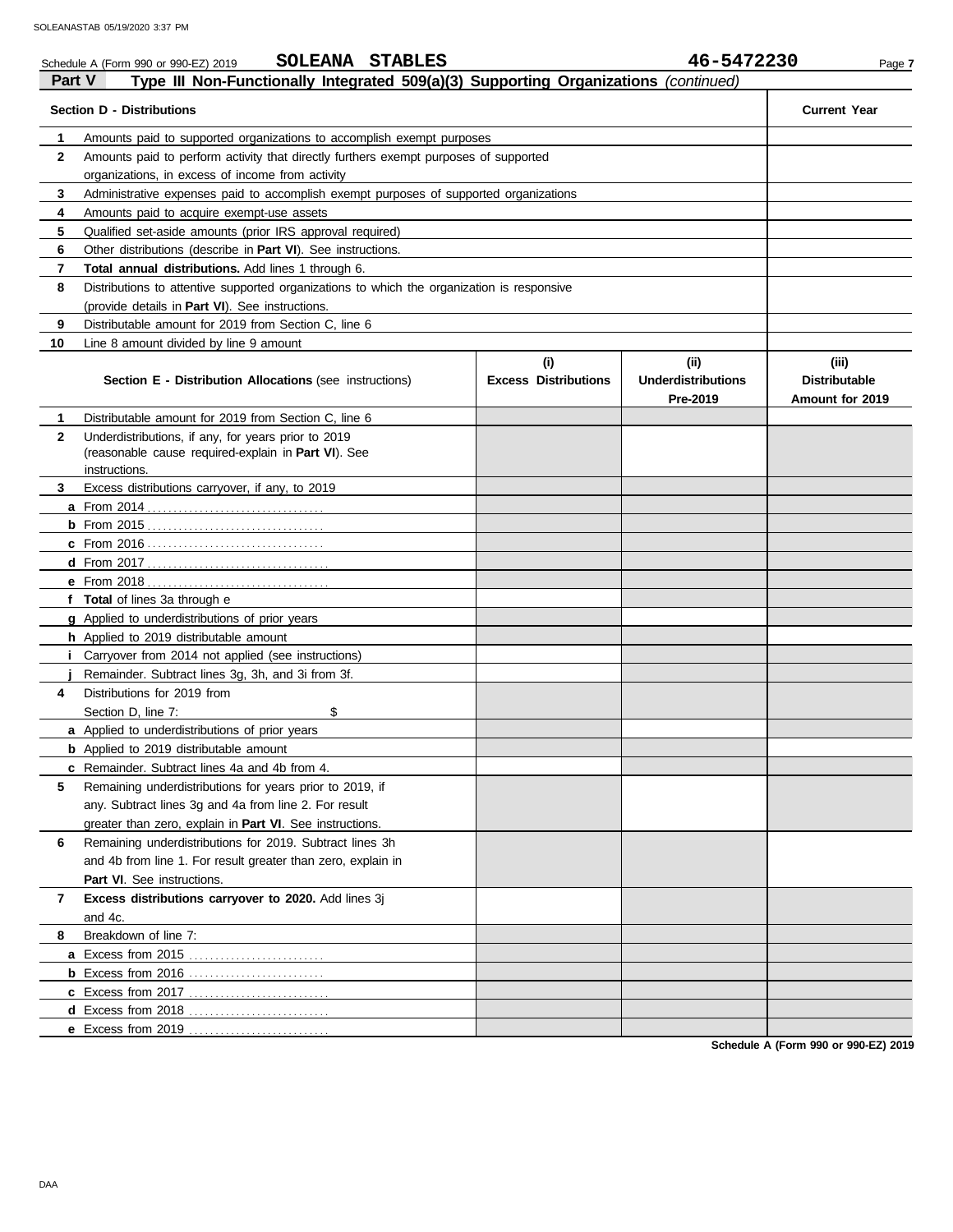Schedule A (Form 990 or 990-EZ) 2019 **SOLEANA STABLES** **46-5472230**

## Part V Type III Non-Functionally Integrated 509(a)(3) Supporting Organizations *(continued)*

| **Section D - Distributions** | | **Current Year** |
|---|---|---|
| **1** | Amounts paid to supported organizations to accomplish exempt purposes | |
| **2** | Amounts paid to perform activity that directly furthers exempt purposes of supported organizations, in excess of income from activity | |
| **3** | Administrative expenses paid to accomplish exempt purposes of supported organizations | |
| **4** | Amounts paid to acquire exempt-use assets | |
| **5** | Qualified set-aside amounts (prior IRS approval required) | |
| **6** | Other distributions (describe in **Part VI**). See instructions. | |
| **7** | **Total annual distributions.** Add lines 1 through 6. | |
| **8** | Distributions to attentive supported organizations to which the organization is responsive (provide details in **Part VI**). See instructions. | |
| **9** | Distributable amount for 2019 from Section C, line 6 | |
| **10** | Line 8 amount divided by line 9 amount | |

| | **Section E - Distribution Allocations** (see instructions) | **(i) Excess Distributions** | **(ii) Underdistributions Pre-2019** | **(iii) Distributable Amount for 2019** |
|---|---|---|---|---|
| **1** | Distributable amount for 2019 from Section C, line 6 | | | |
| **2** | Underdistributions, if any, for years prior to 2019 (reasonable cause required-explain in **Part VI**). See instructions. | | | |
| **3** | Excess distributions carryover, if any, to 2019 | | | |
| **a** | From 2014 | | | |
| **b** | From 2015 | | | |
| **c** | From 2016 | | | |
| **d** | From 2017 | | | |
| **e** | From 2018 | | | |
| **f** | **Total** of lines 3a through e | | | |
| **g** | Applied to underdistributions of prior years | | | |
| **h** | Applied to 2019 distributable amount | | | |
| **i** | Carryover from 2014 not applied (see instructions) | | | |
| **j** | Remainder. Subtract lines 3g, 3h, and 3i from 3f. | | | |
| **4** | Distributions for 2019 from Section D, line 7: $ | | | |
| **a** | Applied to underdistributions of prior years | | | |
| **b** | Applied to 2019 distributable amount | | | |
| **c** | Remainder. Subtract lines 4a and 4b from 4. | | | |
| **5** | Remaining underdistributions for years prior to 2019, if any. Subtract lines 3g and 4a from line 2. For result greater than zero, explain in **Part VI**. See instructions. | | | |
| **6** | Remaining underdistributions for 2019. Subtract lines 3h and 4b from line 1. For result greater than zero, explain in **Part VI**. See instructions. | | | |
| **7** | **Excess distributions carryover to 2020.** Add lines 3j and 4c. | | | |
| **8** | Breakdown of line 7: | | | |
| **a** | Excess from 2015 | | | |
| **b** | Excess from 2016 | | | |
| **c** | Excess from 2017 | | | |
| **d** | Excess from 2018 | | | |
| **e** | Excess from 2019 | | | |

**Schedule A (Form 990 or 990-EZ) 2019**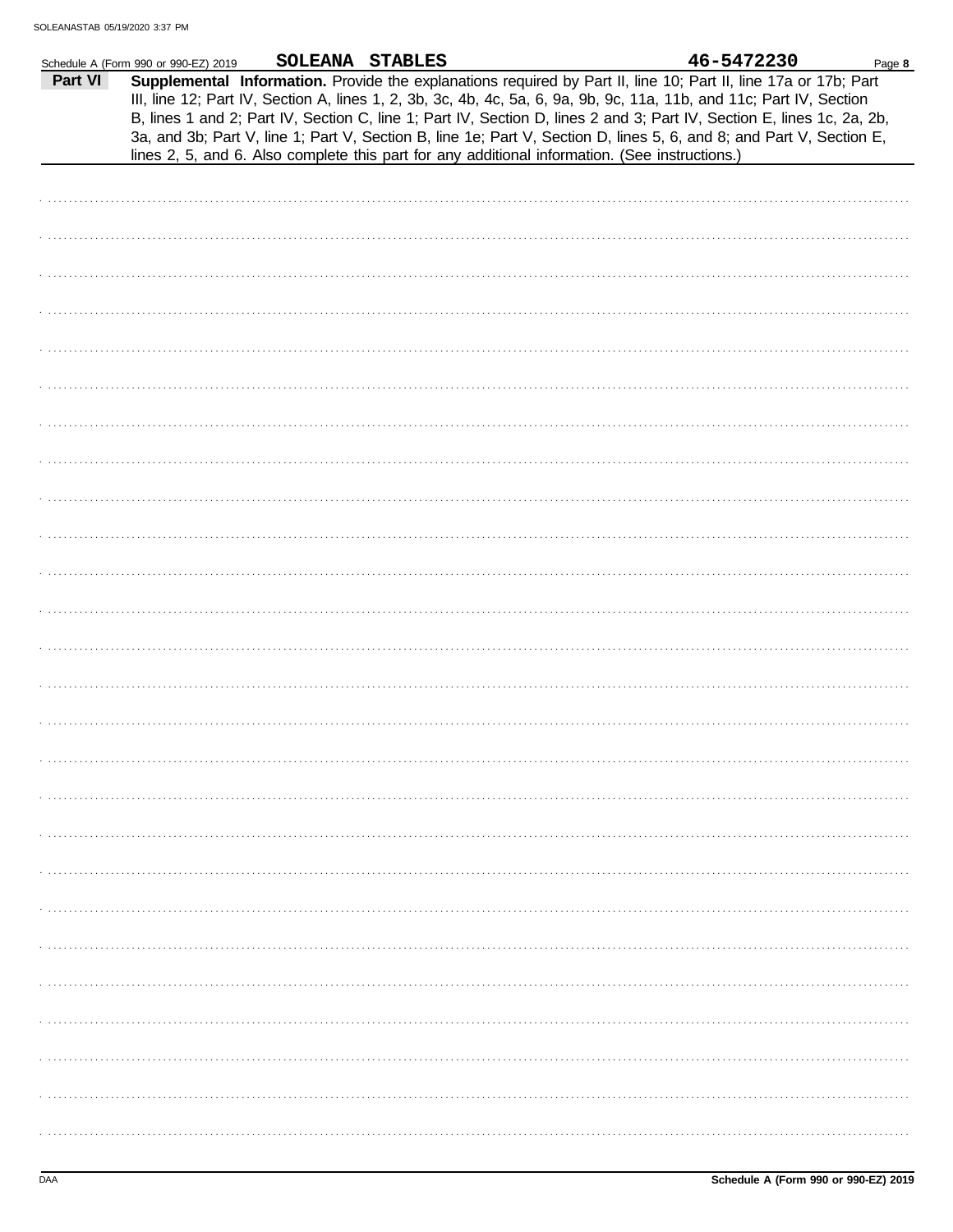Schedule A (Form 990 or 990-EZ) 2019 **SOLEANA STABLES** **46-5472230** Page **8**

**Part VI** **Supplemental Information.** Provide the explanations required by Part II, line 10; Part II, line 17a or 17b; Part III, line 12; Part IV, Section A, lines 1, 2, 3b, 3c, 4b, 4c, 5a, 6, 9a, 9b, 9c, 11a, 11b, and 11c; Part IV, Section B, lines 1 and 2; Part IV, Section C, line 1; Part IV, Section D, lines 2 and 3; Part IV, Section E, lines 1c, 2a, 2b, 3a, and 3b; Part V, line 1; Part V, Section B, line 1e; Part V, Section D, lines 5, 6, and 8; and Part V, Section E, lines 2, 5, and 6. Also complete this part for any additional information. (See instructions.)

DAA **Schedule A (Form 990 or 990-EZ) 2019**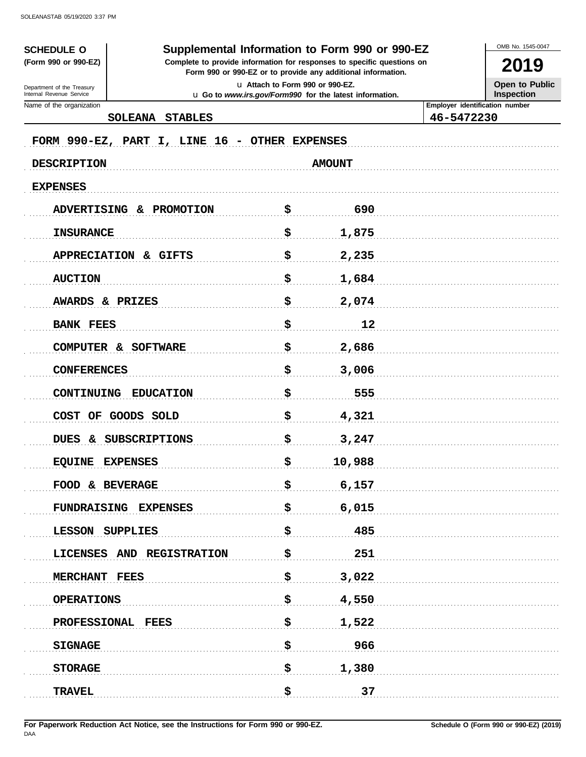**SCHEDULE O**
**(Form 990 or 990-EZ)**

Department of the Treasury
Internal Revenue Service

# Supplemental Information to Form 990 or 990-EZ

**Complete to provide information for responses to specific questions on Form 990 or 990-EZ or to provide any additional information.**

u Attach to Form 990 or 990-EZ.
u Go to *www.irs.gov/Form990* for the latest information.

OMB No. 1545-0047

**2019**

**Open to Public Inspection**

| Name of the organization | Employer identification number |
|---|---|
| SOLEANA STABLES | 46-5472230 |

FORM 990-EZ, PART I, LINE 16 - OTHER EXPENSES

| DESCRIPTION | | AMOUNT |
|---|---|---|
| EXPENSES | | |
| ADVERTISING & PROMOTION | $ | 690 |
| INSURANCE | $ | 1,875 |
| APPRECIATION & GIFTS | $ | 2,235 |
| AUCTION | $ | 1,684 |
| AWARDS & PRIZES | $ | 2,074 |
| BANK FEES | $ | 12 |
| COMPUTER & SOFTWARE | $ | 2,686 |
| CONFERENCES | $ | 3,006 |
| CONTINUING EDUCATION | $ | 555 |
| COST OF GOODS SOLD | $ | 4,321 |
| DUES & SUBSCRIPTIONS | $ | 3,247 |
| EQUINE EXPENSES | $ | 10,988 |
| FOOD & BEVERAGE | $ | 6,157 |
| FUNDRAISING EXPENSES | $ | 6,015 |
| LESSON SUPPLIES | $ | 485 |
| LICENSES AND REGISTRATION | $ | 251 |
| MERCHANT FEES | $ | 3,022 |
| OPERATIONS | $ | 4,550 |
| PROFESSIONAL FEES | $ | 1,522 |
| SIGNAGE | $ | 966 |
| STORAGE | $ | 1,380 |
| TRAVEL | $ | 37 |

**For Paperwork Reduction Act Notice, see the Instructions for Form 990 or 990-EZ.** **Schedule O (Form 990 or 990-EZ) (2019)**

DAA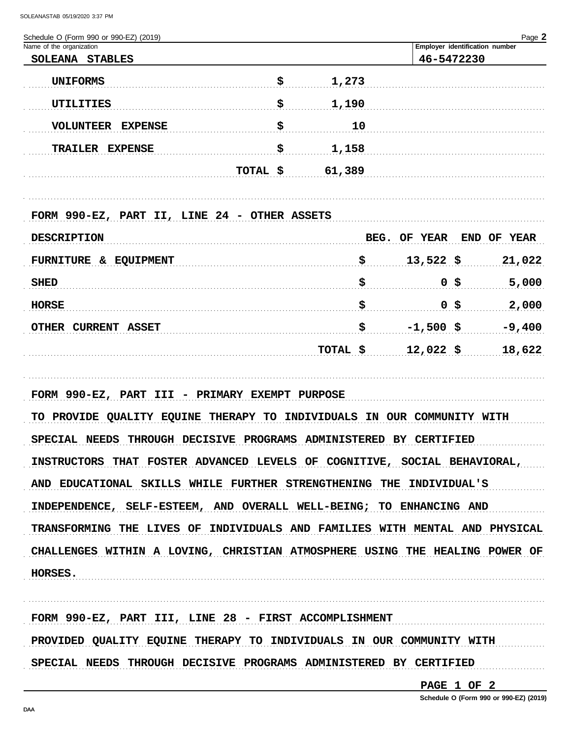Schedule O (Form 990 or 990-EZ) (2019)

| Name of the organization | Employer identification number |
|---|---|
| SOLEANA STABLES | 46-5472230 |

| | | |
|---|---|---|
| UNIFORMS | $ | 1,273 |
| UTILITIES | $ | 1,190 |
| VOLUNTEER EXPENSE | $ | 10 |
| TRAILER EXPENSE | $ | 1,158 |
| | TOTAL $ | 61,389 |

FORM 990-EZ, PART II, LINE 24 - OTHER ASSETS

| DESCRIPTION | | BEG. OF YEAR | | END OF YEAR |
|---|---|---|---|---|
| FURNITURE & EQUIPMENT | $ | 13,522 | $ | 21,022 |
| SHED | $ | 0 | $ | 5,000 |
| HORSE | $ | 0 | $ | 2,000 |
| OTHER CURRENT ASSET | $ | -1,500 | $ | -9,400 |
| | TOTAL $ | 12,022 | $ | 18,622 |

FORM 990-EZ, PART III - PRIMARY EXEMPT PURPOSE

TO PROVIDE QUALITY EQUINE THERAPY TO INDIVIDUALS IN OUR COMMUNITY WITH SPECIAL NEEDS THROUGH DECISIVE PROGRAMS ADMINISTERED BY CERTIFIED INSTRUCTORS THAT FOSTER ADVANCED LEVELS OF COGNITIVE, SOCIAL BEHAVIORAL, AND EDUCATIONAL SKILLS WHILE FURTHER STRENGTHENING THE INDIVIDUAL'S INDEPENDENCE, SELF-ESTEEM, AND OVERALL WELL-BEING; TO ENHANCING AND TRANSFORMING THE LIVES OF INDIVIDUALS AND FAMILIES WITH MENTAL AND PHYSICAL CHALLENGES WITHIN A LOVING, CHRISTIAN ATMOSPHERE USING THE HEALING POWER OF HORSES.

FORM 990-EZ, PART III, LINE 28 - FIRST ACCOMPLISHMENT

PROVIDED QUALITY EQUINE THERAPY TO INDIVIDUALS IN OUR COMMUNITY WITH SPECIAL NEEDS THROUGH DECISIVE PROGRAMS ADMINISTERED BY CERTIFIED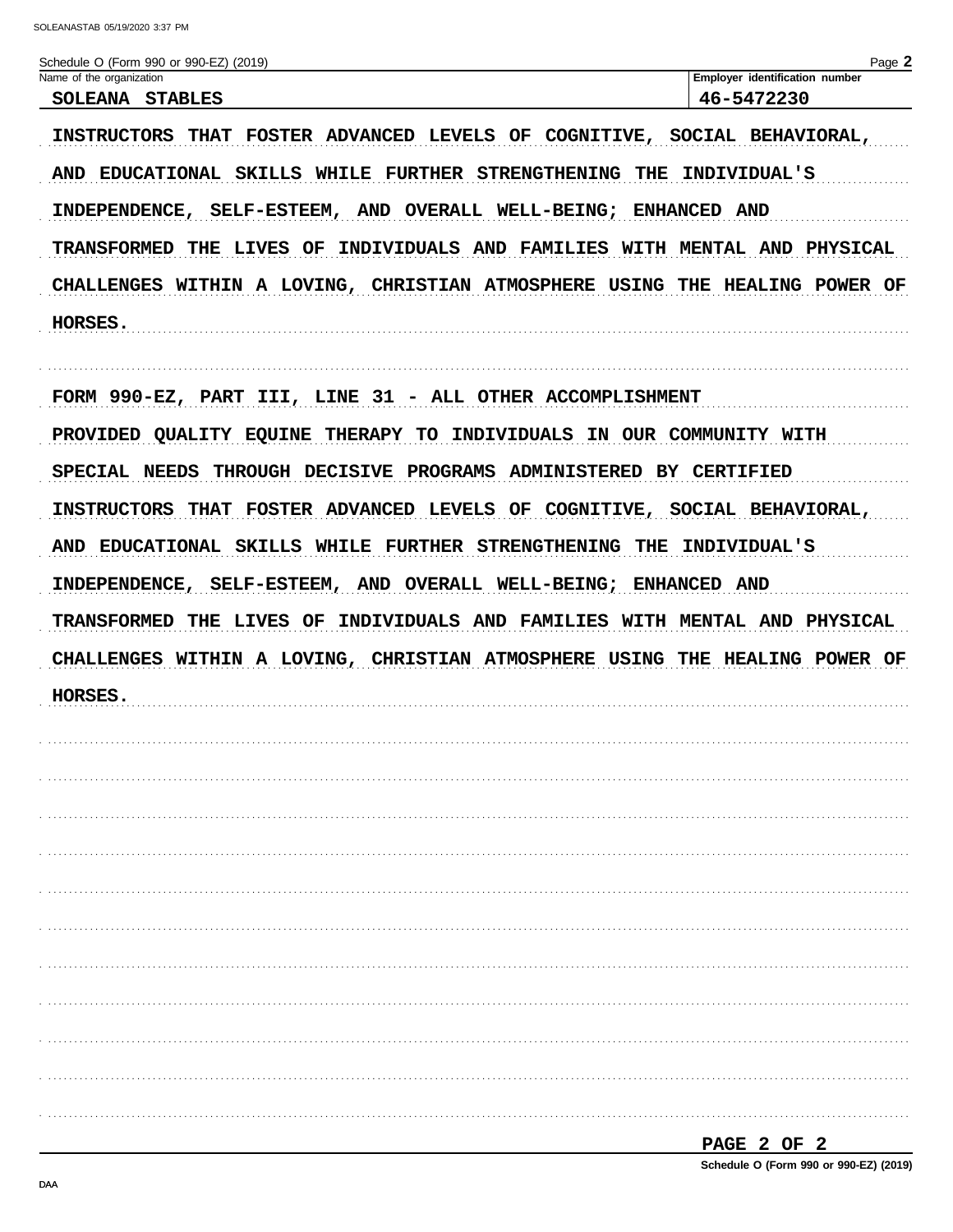Schedule O (Form 990 or 990-EZ) (2019)

| Name of the organization | Employer identification number |
| --- | --- |
| SOLEANA STABLES | 46-5472230 |

INSTRUCTORS THAT FOSTER ADVANCED LEVELS OF COGNITIVE, SOCIAL BEHAVIORAL, AND EDUCATIONAL SKILLS WHILE FURTHER STRENGTHENING THE INDIVIDUAL'S INDEPENDENCE, SELF-ESTEEM, AND OVERALL WELL-BEING; ENHANCED AND TRANSFORMED THE LIVES OF INDIVIDUALS AND FAMILIES WITH MENTAL AND PHYSICAL CHALLENGES WITHIN A LOVING, CHRISTIAN ATMOSPHERE USING THE HEALING POWER OF HORSES.

FORM 990-EZ, PART III, LINE 31 - ALL OTHER ACCOMPLISHMENT

PROVIDED QUALITY EQUINE THERAPY TO INDIVIDUALS IN OUR COMMUNITY WITH SPECIAL NEEDS THROUGH DECISIVE PROGRAMS ADMINISTERED BY CERTIFIED INSTRUCTORS THAT FOSTER ADVANCED LEVELS OF COGNITIVE, SOCIAL BEHAVIORAL, AND EDUCATIONAL SKILLS WHILE FURTHER STRENGTHENING THE INDIVIDUAL'S INDEPENDENCE, SELF-ESTEEM, AND OVERALL WELL-BEING; ENHANCED AND TRANSFORMED THE LIVES OF INDIVIDUALS AND FAMILIES WITH MENTAL AND PHYSICAL CHALLENGES WITHIN A LOVING, CHRISTIAN ATMOSPHERE USING THE HEALING POWER OF HORSES.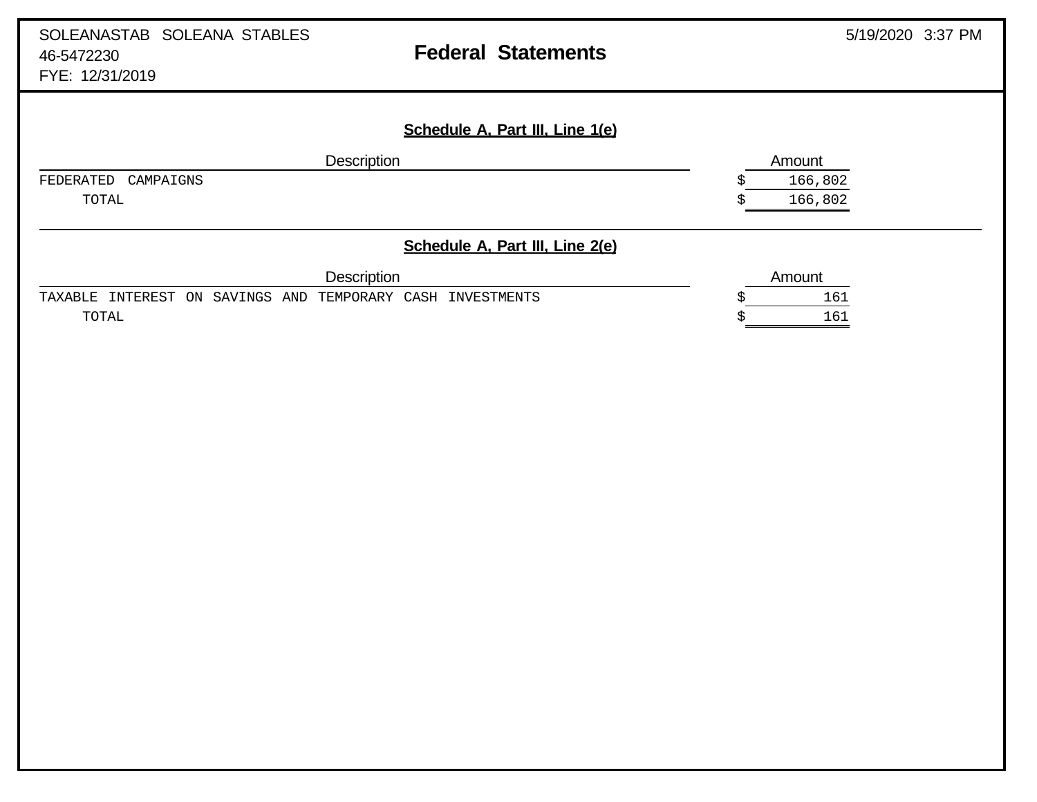SOLEANASTAB SOLEANA STABLES
46-5472230
FYE: 12/31/2019

# Federal Statements

5/19/2020 3:37 PM

## Schedule A, Part III, Line 1(e)

| Description | Amount |
|---|---|
| FEDERATED CAMPAIGNS | $ 166,802 |
| TOTAL | $ 166,802 |

## Schedule A, Part III, Line 2(e)

| Description | Amount |
|---|---|
| TAXABLE INTEREST ON SAVINGS AND TEMPORARY CASH INVESTMENTS | $ 161 |
| TOTAL | $ 161 |